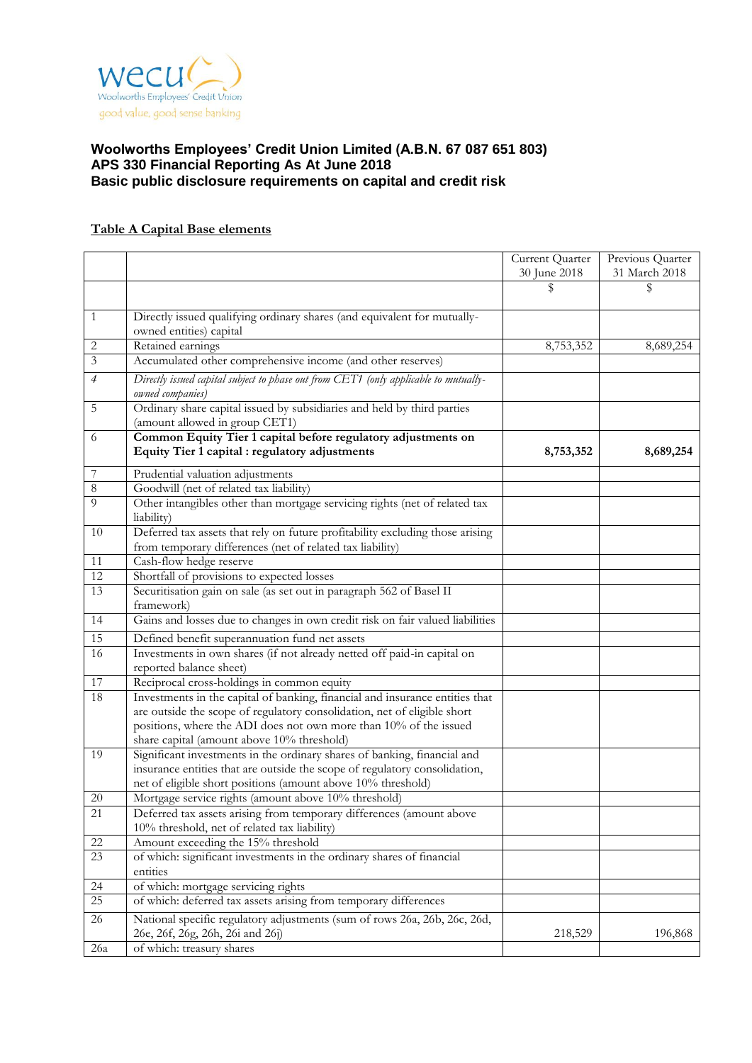wecu
Woolworths Employees' Credit Union
good value, good sense banking

**Woolworths Employees' Credit Union Limited (A.B.N. 67 087 651 803)**
**APS 330 Financial Reporting As At June 2018**
**Basic public disclosure requirements on capital and credit risk**

**Table A Capital Base elements**

| | | Current Quarter 30 June 2018 | Previous Quarter 31 March 2018 |
|---|---|---|---|
| | | $ | $ |
| 1 | Directly issued qualifying ordinary shares (and equivalent for mutually-owned entities) capital | | |
| 2 | Retained earnings | 8,753,352 | 8,689,254 |
| 3 | Accumulated other comprehensive income (and other reserves) | | |
| *4* | *Directly issued capital subject to phase out from CET1 (only applicable to mutually-owned companies)* | | |
| 5 | Ordinary share capital issued by subsidiaries and held by third parties (amount allowed in group CET1) | | |
| 6 | **Common Equity Tier 1 capital before regulatory adjustments on Equity Tier 1 capital : regulatory adjustments** | **8,753,352** | **8,689,254** |
| 7 | Prudential valuation adjustments | | |
| 8 | Goodwill (net of related tax liability) | | |
| 9 | Other intangibles other than mortgage servicing rights (net of related tax liability) | | |
| 10 | Deferred tax assets that rely on future profitability excluding those arising from temporary differences (net of related tax liability) | | |
| 11 | Cash-flow hedge reserve | | |
| 12 | Shortfall of provisions to expected losses | | |
| 13 | Securitisation gain on sale (as set out in paragraph 562 of Basel II framework) | | |
| 14 | Gains and losses due to changes in own credit risk on fair valued liabilities | | |
| 15 | Defined benefit superannuation fund net assets | | |
| 16 | Investments in own shares (if not already netted off paid-in capital on reported balance sheet) | | |
| 17 | Reciprocal cross-holdings in common equity | | |
| 18 | Investments in the capital of banking, financial and insurance entities that are outside the scope of regulatory consolidation, net of eligible short positions, where the ADI does not own more than 10% of the issued share capital (amount above 10% threshold) | | |
| 19 | Significant investments in the ordinary shares of banking, financial and insurance entities that are outside the scope of regulatory consolidation, net of eligible short positions (amount above 10% threshold) | | |
| 20 | Mortgage service rights (amount above 10% threshold) | | |
| 21 | Deferred tax assets arising from temporary differences (amount above 10% threshold, net of related tax liability) | | |
| 22 | Amount exceeding the 15% threshold | | |
| 23 | of which: significant investments in the ordinary shares of financial entities | | |
| 24 | of which: mortgage servicing rights | | |
| 25 | of which: deferred tax assets arising from temporary differences | | |
| 26 | National specific regulatory adjustments (sum of rows 26a, 26b, 26c, 26d, 26e, 26f, 26g, 26h, 26i and 26j) | 218,529 | 196,868 |
| 26a | of which: treasury shares | | |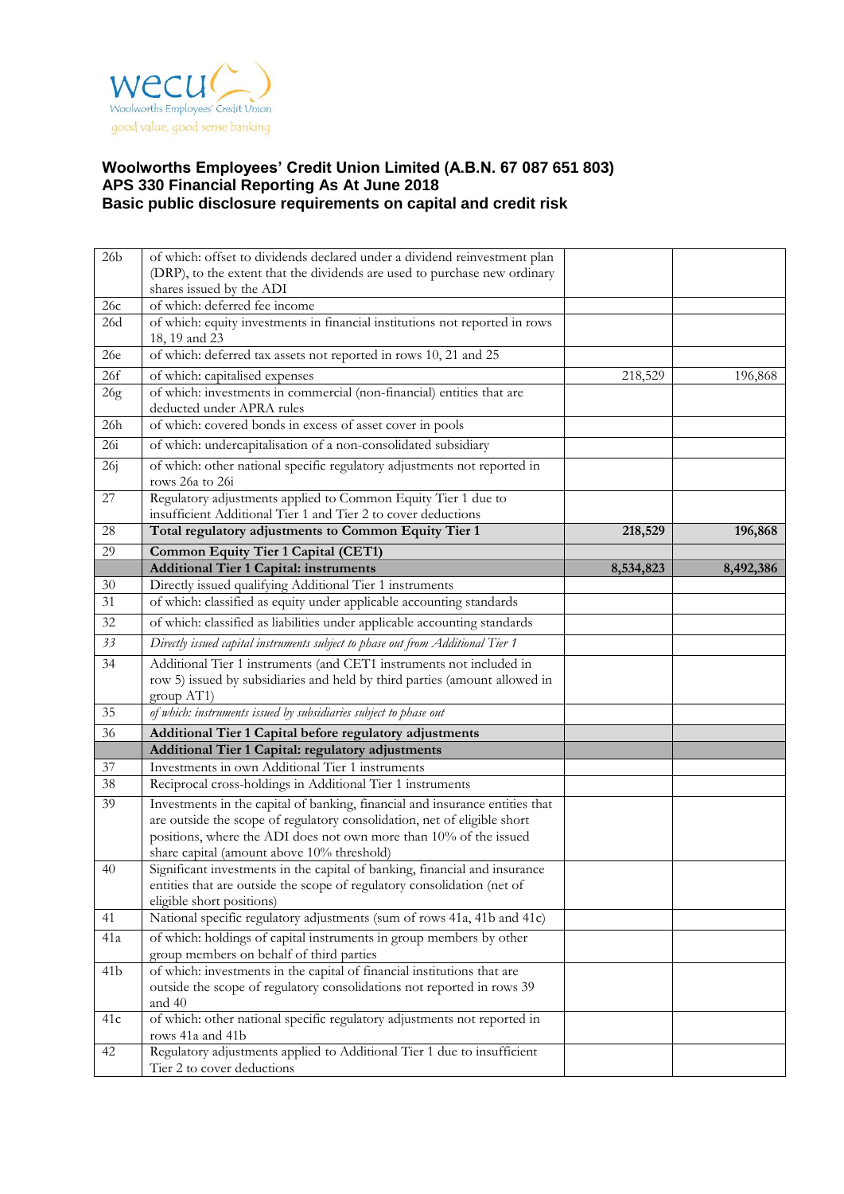**Woolworths Employees' Credit Union Limited (A.B.N. 67 087 651 803)**
**APS 330 Financial Reporting As At June 2018**
**Basic public disclosure requirements on capital and credit risk**

| | | | |
|---|---|---|---|
| 26b | of which: offset to dividends declared under a dividend reinvestment plan (DRP), to the extent that the dividends are used to purchase new ordinary shares issued by the ADI | | |
| 26c | of which: deferred fee income | | |
| 26d | of which: equity investments in financial institutions not reported in rows 18, 19 and 23 | | |
| 26e | of which: deferred tax assets not reported in rows 10, 21 and 25 | | |
| 26f | of which: capitalised expenses | 218,529 | 196,868 |
| 26g | of which: investments in commercial (non-financial) entities that are deducted under APRA rules | | |
| 26h | of which: covered bonds in excess of asset cover in pools | | |
| 26i | of which: undercapitalisation of a non-consolidated subsidiary | | |
| 26j | of which: other national specific regulatory adjustments not reported in rows 26a to 26i | | |
| 27 | Regulatory adjustments applied to Common Equity Tier 1 due to insufficient Additional Tier 1 and Tier 2 to cover deductions | | |
| 28 | **Total regulatory adjustments to Common Equity Tier 1** | **218,529** | **196,868** |
| 29 | **Common Equity Tier 1 Capital (CET1)** | | |
| | **Additional Tier 1 Capital: instruments** | **8,534,823** | **8,492,386** |
| 30 | Directly issued qualifying Additional Tier 1 instruments | | |
| 31 | of which: classified as equity under applicable accounting standards | | |
| 32 | of which: classified as liabilities under applicable accounting standards | | |
| *33* | *Directly issued capital instruments subject to phase out from Additional Tier 1* | | |
| 34 | Additional Tier 1 instruments (and CET1 instruments not included in row 5) issued by subsidiaries and held by third parties (amount allowed in group AT1) | | |
| 35 | *of which: instruments issued by subsidiaries subject to phase out* | | |
| 36 | **Additional Tier 1 Capital before regulatory adjustments** | | |
| | **Additional Tier 1 Capital: regulatory adjustments** | | |
| 37 | Investments in own Additional Tier 1 instruments | | |
| 38 | Reciprocal cross-holdings in Additional Tier 1 instruments | | |
| 39 | Investments in the capital of banking, financial and insurance entities that are outside the scope of regulatory consolidation, net of eligible short positions, where the ADI does not own more than 10% of the issued share capital (amount above 10% threshold) | | |
| 40 | Significant investments in the capital of banking, financial and insurance entities that are outside the scope of regulatory consolidation (net of eligible short positions) | | |
| 41 | National specific regulatory adjustments (sum of rows 41a, 41b and 41c) | | |
| 41a | of which: holdings of capital instruments in group members by other group members on behalf of third parties | | |
| 41b | of which: investments in the capital of financial institutions that are outside the scope of regulatory consolidations not reported in rows 39 and 40 | | |
| 41c | of which: other national specific regulatory adjustments not reported in rows 41a and 41b | | |
| 42 | Regulatory adjustments applied to Additional Tier 1 due to insufficient Tier 2 to cover deductions | | |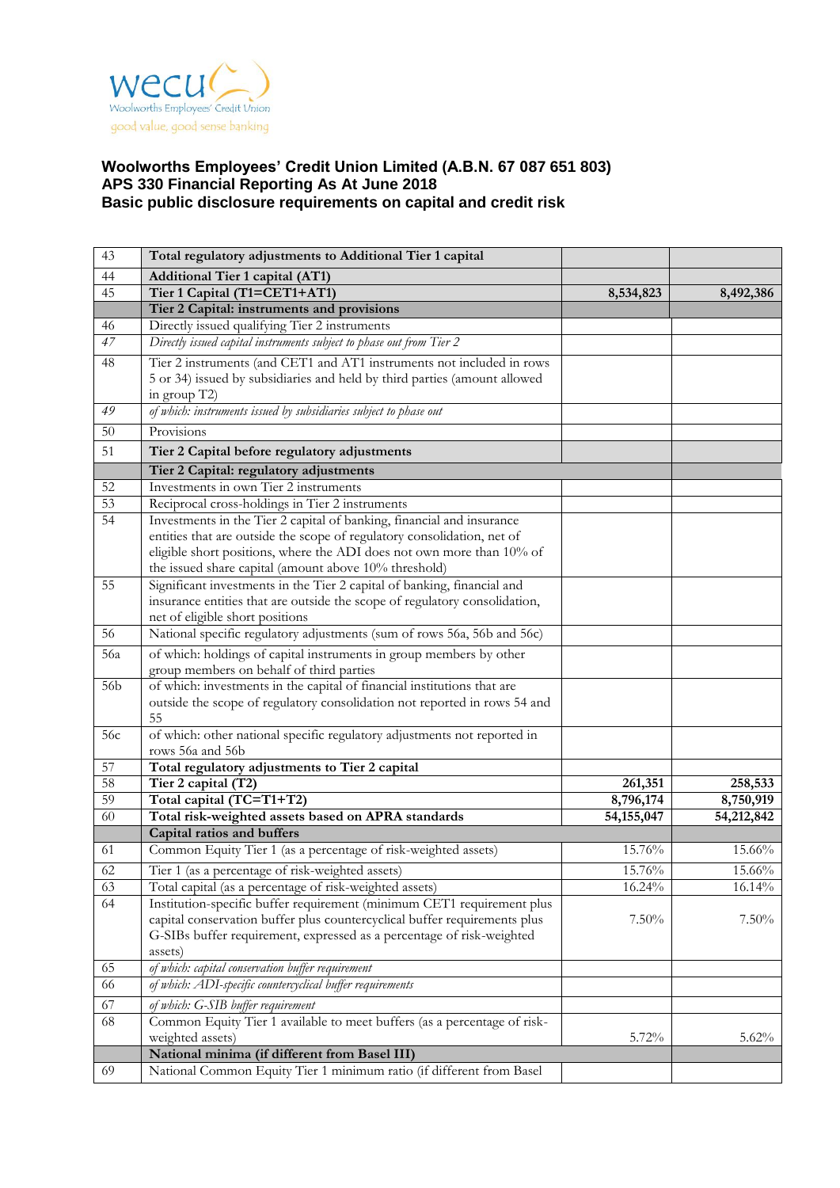wecu
Woolworths Employees' Credit Union
good value, good sense banking

# Woolworths Employees' Credit Union Limited (A.B.N. 67 087 651 803)
## APS 330 Financial Reporting As At June 2018
## Basic public disclosure requirements on capital and credit risk

| | | | |
|---|---|---|---|
| 43 | **Total regulatory adjustments to Additional Tier 1 capital** | | |
| 44 | **Additional Tier 1 capital (AT1)** | | |
| 45 | **Tier 1 Capital (T1=CET1+AT1)** | **8,534,823** | **8,492,386** |
| | **Tier 2 Capital: instruments and provisions** | | |
| 46 | Directly issued qualifying Tier 2 instruments | | |
| *47* | *Directly issued capital instruments subject to phase out from Tier 2* | | |
| 48 | Tier 2 instruments (and CET1 and AT1 instruments not included in rows 5 or 34) issued by subsidiaries and held by third parties (amount allowed in group T2) | | |
| *49* | *of which: instruments issued by subsidiaries subject to phase out* | | |
| 50 | Provisions | | |
| 51 | **Tier 2 Capital before regulatory adjustments** | | |
| | **Tier 2 Capital: regulatory adjustments** | | |
| 52 | Investments in own Tier 2 instruments | | |
| 53 | Reciprocal cross-holdings in Tier 2 instruments | | |
| 54 | Investments in the Tier 2 capital of banking, financial and insurance entities that are outside the scope of regulatory consolidation, net of eligible short positions, where the ADI does not own more than 10% of the issued share capital (amount above 10% threshold) | | |
| 55 | Significant investments in the Tier 2 capital of banking, financial and insurance entities that are outside the scope of regulatory consolidation, net of eligible short positions | | |
| 56 | National specific regulatory adjustments (sum of rows 56a, 56b and 56c) | | |
| 56a | of which: holdings of capital instruments in group members by other group members on behalf of third parties | | |
| 56b | of which: investments in the capital of financial institutions that are outside the scope of regulatory consolidation not reported in rows 54 and 55 | | |
| 56c | of which: other national specific regulatory adjustments not reported in rows 56a and 56b | | |
| 57 | **Total regulatory adjustments to Tier 2 capital** | | |
| 58 | **Tier 2 capital (T2)** | **261,351** | **258,533** |
| 59 | **Total capital (TC=T1+T2)** | **8,796,174** | **8,750,919** |
| 60 | **Total risk-weighted assets based on APRA standards** | **54,155,047** | **54,212,842** |
| | **Capital ratios and buffers** | | |
| 61 | Common Equity Tier 1 (as a percentage of risk-weighted assets) | 15.76% | 15.66% |
| 62 | Tier 1 (as a percentage of risk-weighted assets) | 15.76% | 15.66% |
| 63 | Total capital (as a percentage of risk-weighted assets) | 16.24% | 16.14% |
| 64 | Institution-specific buffer requirement (minimum CET1 requirement plus capital conservation buffer plus countercyclical buffer requirements plus G-SIBs buffer requirement, expressed as a percentage of risk-weighted assets) | 7.50% | 7.50% |
| 65 | *of which: capital conservation buffer requirement* | | |
| 66 | *of which: ADI-specific countercyclical buffer requirements* | | |
| 67 | *of which: G-SIB buffer requirement* | | |
| 68 | Common Equity Tier 1 available to meet buffers (as a percentage of risk-weighted assets) | 5.72% | 5.62% |
| | **National minima (if different from Basel III)** | | |
| 69 | National Common Equity Tier 1 minimum ratio (if different from Basel | | |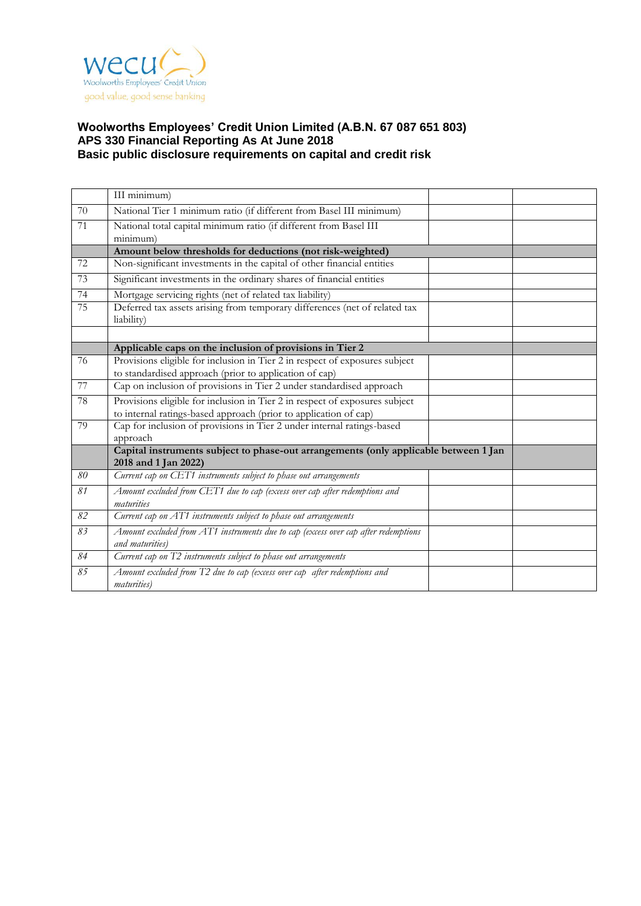wecu
Woolworths Employees' Credit Union
good value, good sense banking

**Woolworths Employees' Credit Union Limited (A.B.N. 67 087 651 803)**
**APS 330 Financial Reporting As At June 2018**
**Basic public disclosure requirements on capital and credit risk**

| | | | |
|---|---|---|---|
| | III minimum) | | |
| 70 | National Tier 1 minimum ratio (if different from Basel III minimum) | | |
| 71 | National total capital minimum ratio (if different from Basel III minimum) | | |
| | **Amount below thresholds for deductions (not risk-weighted)** | | |
| 72 | Non-significant investments in the capital of other financial entities | | |
| 73 | Significant investments in the ordinary shares of financial entities | | |
| 74 | Mortgage servicing rights (net of related tax liability) | | |
| 75 | Deferred tax assets arising from temporary differences (net of related tax liability) | | |
| | | | |
| | **Applicable caps on the inclusion of provisions in Tier 2** | | |
| 76 | Provisions eligible for inclusion in Tier 2 in respect of exposures subject to standardised approach (prior to application of cap) | | |
| 77 | Cap on inclusion of provisions in Tier 2 under standardised approach | | |
| 78 | Provisions eligible for inclusion in Tier 2 in respect of exposures subject to internal ratings-based approach (prior to application of cap) | | |
| 79 | Cap for inclusion of provisions in Tier 2 under internal ratings-based approach | | |
| | **Capital instruments subject to phase-out arrangements (only applicable between 1 Jan 2018 and 1 Jan 2022)** | | |
| *80* | *Current cap on CET1 instruments subject to phase out arrangements* | | |
| *81* | *Amount excluded from CET1 due to cap (excess over cap after redemptions and maturities* | | |
| *82* | *Current cap on AT1 instruments subject to phase out arrangements* | | |
| *83* | *Amount excluded from AT1 instruments due to cap (excess over cap after redemptions and maturities)* | | |
| *84* | *Current cap on T2 instruments subject to phase out arrangements* | | |
| *85* | *Amount excluded from T2 due to cap (excess over cap after redemptions and maturities)* | | |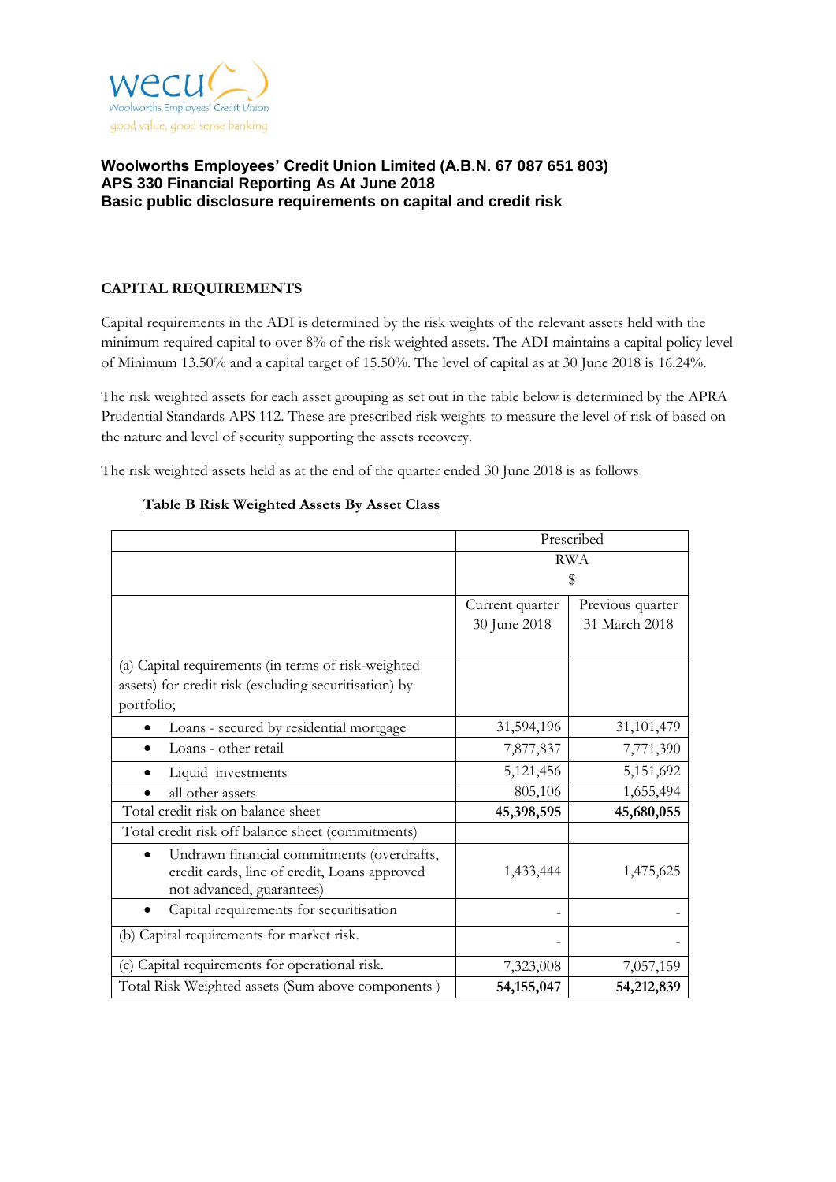**Woolworths Employees' Credit Union Limited (A.B.N. 67 087 651 803)**
**APS 330 Financial Reporting As At June 2018**
**Basic public disclosure requirements on capital and credit risk**

## CAPITAL REQUIREMENTS

Capital requirements in the ADI is determined by the risk weights of the relevant assets held with the minimum required capital to over 8% of the risk weighted assets. The ADI maintains a capital policy level of Minimum 13.50% and a capital target of 15.50%. The level of capital as at 30 June 2018 is 16.24%.

The risk weighted assets for each asset grouping as set out in the table below is determined by the APRA Prudential Standards APS 112. These are prescribed risk weights to measure the level of risk of based on the nature and level of security supporting the assets recovery.

The risk weighted assets held as at the end of the quarter ended 30 June 2018 is as follows

**Table B Risk Weighted Assets By Asset Class**

| | Prescribed RWA $ | |
|---|---|---|
| | Current quarter 30 June 2018 | Previous quarter 31 March 2018 |
| (a) Capital requirements (in terms of risk-weighted assets) for credit risk (excluding securitisation) by portfolio; | | |
| • Loans - secured by residential mortgage | 31,594,196 | 31,101,479 |
| • Loans - other retail | 7,877,837 | 7,771,390 |
| • Liquid investments | 5,121,456 | 5,151,692 |
| • all other assets | 805,106 | 1,655,494 |
| Total credit risk on balance sheet | **45,398,595** | **45,680,055** |
| Total credit risk off balance sheet (commitments) | | |
| • Undrawn financial commitments (overdrafts, credit cards, line of credit, Loans approved not advanced, guarantees) | 1,433,444 | 1,475,625 |
| • Capital requirements for securitisation | - | - |
| (b) Capital requirements for market risk. | - | - |
| (c) Capital requirements for operational risk. | 7,323,008 | 7,057,159 |
| Total Risk Weighted assets (Sum above components ) | **54,155,047** | **54,212,839** |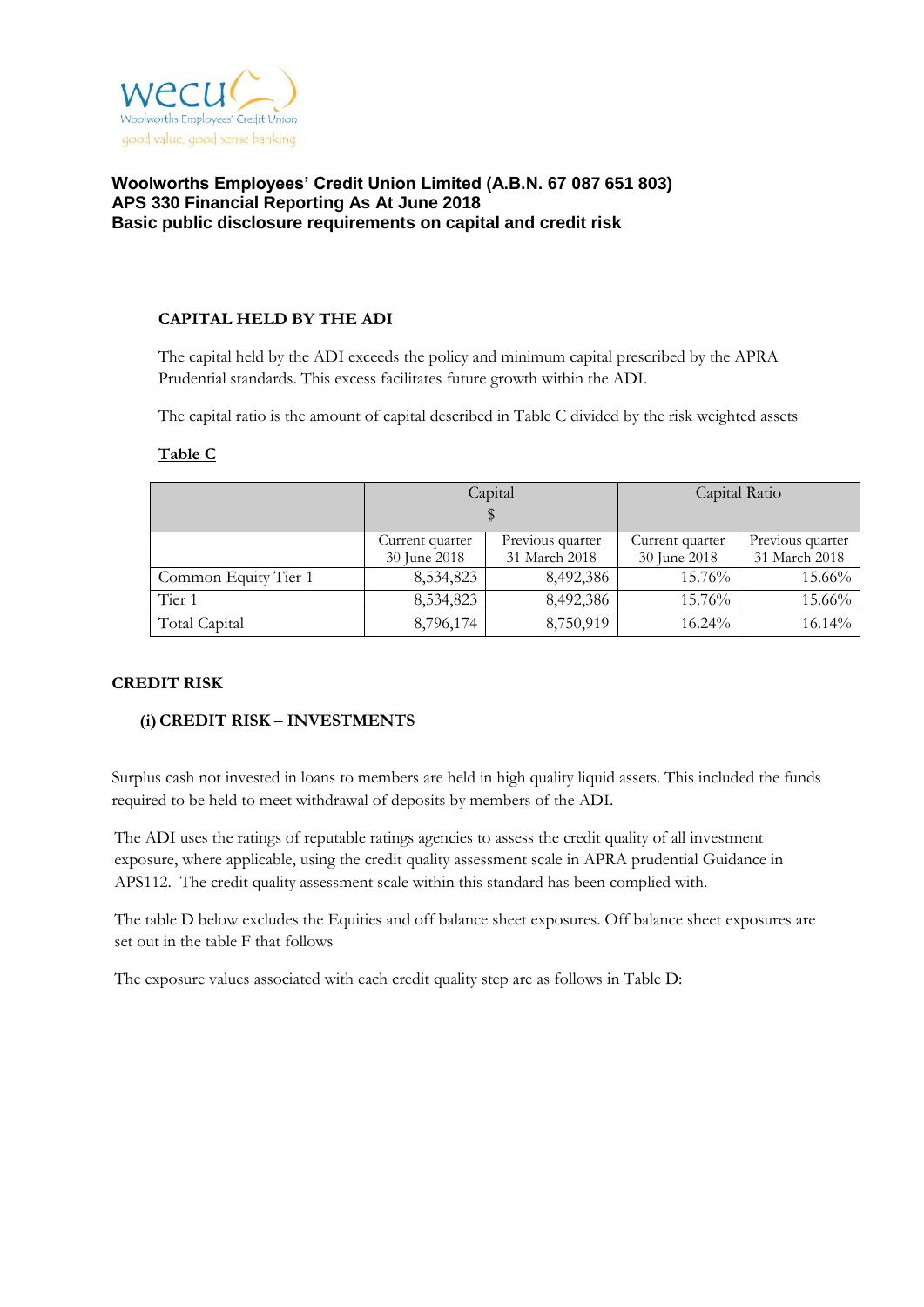wecu
Woolworths Employees' Credit Union
good value, good sense banking

**Woolworths Employees' Credit Union Limited (A.B.N. 67 087 651 803)**
**APS 330 Financial Reporting As At June 2018**
**Basic public disclosure requirements on capital and credit risk**

## CAPITAL HELD BY THE ADI

The capital held by the ADI exceeds the policy and minimum capital prescribed by the APRA Prudential standards. This excess facilitates future growth within the ADI.

The capital ratio is the amount of capital described in Table C divided by the risk weighted assets

**Table C**

| | Capital $ | | Capital Ratio | |
|---|---|---|---|---|
| | Current quarter 30 June 2018 | Previous quarter 31 March 2018 | Current quarter 30 June 2018 | Previous quarter 31 March 2018 |
| Common Equity Tier 1 | 8,534,823 | 8,492,386 | 15.76% | 15.66% |
| Tier 1 | 8,534,823 | 8,492,386 | 15.76% | 15.66% |
| Total Capital | 8,796,174 | 8,750,919 | 16.24% | 16.14% |

## CREDIT RISK

### (i) CREDIT RISK – INVESTMENTS

Surplus cash not invested in loans to members are held in high quality liquid assets. This included the funds required to be held to meet withdrawal of deposits by members of the ADI.

The ADI uses the ratings of reputable ratings agencies to assess the credit quality of all investment exposure, where applicable, using the credit quality assessment scale in APRA prudential Guidance in APS112. The credit quality assessment scale within this standard has been complied with.

The table D below excludes the Equities and off balance sheet exposures. Off balance sheet exposures are set out in the table F that follows

The exposure values associated with each credit quality step are as follows in Table D: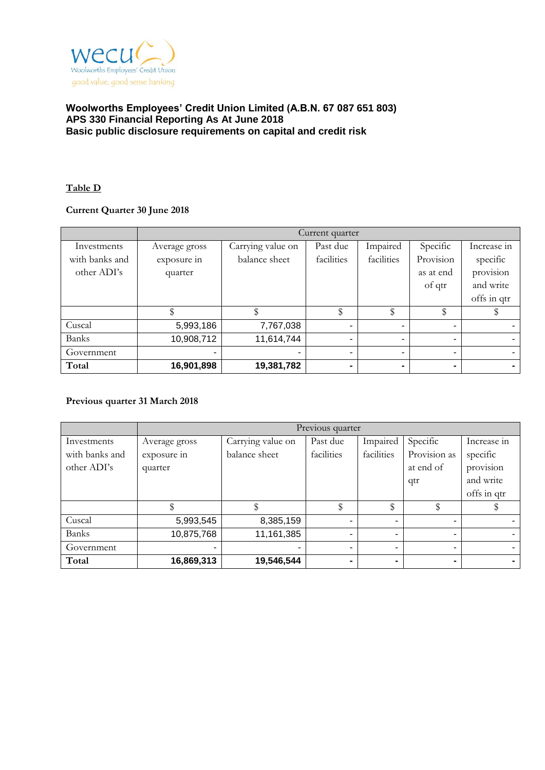wecu
Woolworths Employees' Credit Union
good value, good sense banking

**Woolworths Employees' Credit Union Limited (A.B.N. 67 087 651 803)**
**APS 330 Financial Reporting As At June 2018**
**Basic public disclosure requirements on capital and credit risk**

**Table D**

**Current Quarter 30 June 2018**

| | Current quarter | | | | | |
|---|---|---|---|---|---|---|
| Investments with banks and other ADI's | Average gross exposure in quarter | Carrying value on balance sheet | Past due facilities | Impaired facilities | Specific Provision as at end of qtr | Increase in specific provision and write offs in qtr |
| | $ | $ | $ | $ | $ | $ |
| Cuscal | 5,993,186 | 7,767,038 | - | - | - | - |
| Banks | 10,908,712 | 11,614,744 | - | - | - | - |
| Government | - | - | - | - | - | - |
| **Total** | **16,901,898** | **19,381,782** | **-** | **-** | **-** | **-** |

**Previous quarter 31 March 2018**

| | Previous quarter | | | | | |
|---|---|---|---|---|---|---|
| Investments with banks and other ADI's | Average gross exposure in quarter | Carrying value on balance sheet | Past due facilities | Impaired facilities | Specific Provision as at end of qtr | Increase in specific provision and write offs in qtr |
| | $ | $ | $ | $ | $ | $ |
| Cuscal | 5,993,545 | 8,385,159 | - | - | - | - |
| Banks | 10,875,768 | 11,161,385 | - | - | - | - |
| Government | - | - | - | - | - | - |
| **Total** | **16,869,313** | **19,546,544** | **-** | **-** | **-** | **-** |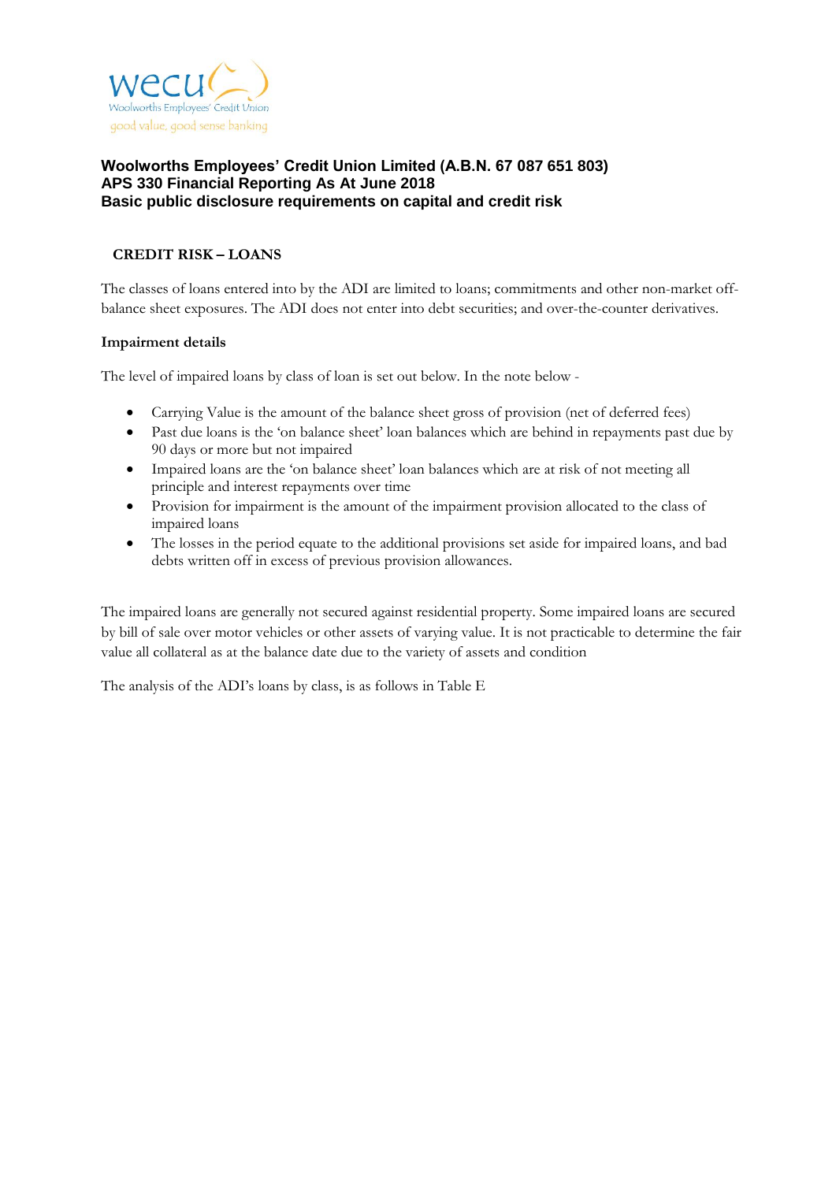**Woolworths Employees' Credit Union Limited (A.B.N. 67 087 651 803)**
**APS 330 Financial Reporting As At June 2018**
**Basic public disclosure requirements on capital and credit risk**

## CREDIT RISK – LOANS

The classes of loans entered into by the ADI are limited to loans; commitments and other non-market off-balance sheet exposures. The ADI does not enter into debt securities; and over-the-counter derivatives.

### Impairment details

The level of impaired loans by class of loan is set out below. In the note below -

- Carrying Value is the amount of the balance sheet gross of provision (net of deferred fees)
- Past due loans is the 'on balance sheet' loan balances which are behind in repayments past due by 90 days or more but not impaired
- Impaired loans are the 'on balance sheet' loan balances which are at risk of not meeting all principle and interest repayments over time
- Provision for impairment is the amount of the impairment provision allocated to the class of impaired loans
- The losses in the period equate to the additional provisions set aside for impaired loans, and bad debts written off in excess of previous provision allowances.

The impaired loans are generally not secured against residential property. Some impaired loans are secured by bill of sale over motor vehicles or other assets of varying value. It is not practicable to determine the fair value all collateral as at the balance date due to the variety of assets and condition

The analysis of the ADI's loans by class, is as follows in Table E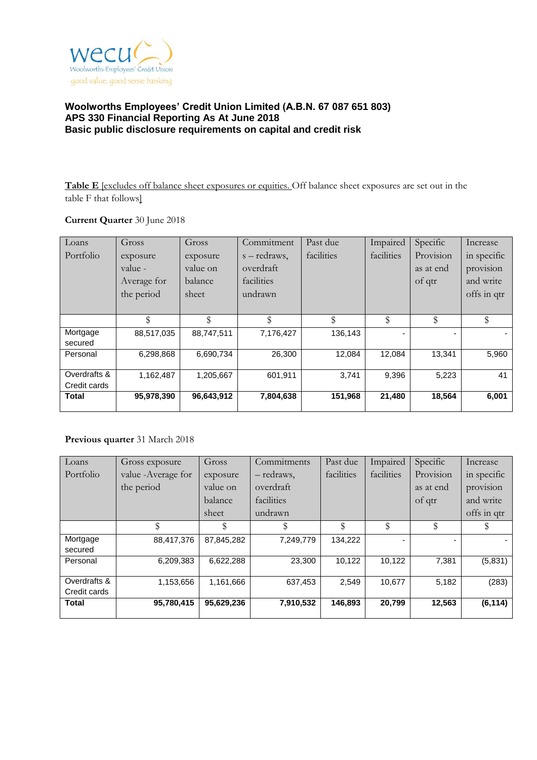wecu
Woolworths Employees' Credit Union
good value, good sense banking

**Woolworths Employees' Credit Union Limited (A.B.N. 67 087 651 803)**
**APS 330 Financial Reporting As At June 2018**
**Basic public disclosure requirements on capital and credit risk**

**Table E** [excludes off balance sheet exposures or equities. Off balance sheet exposures are set out in the table F that follows]

**Current Quarter** 30 June 2018

| Loans Portfolio | Gross exposure value - Average for the period | Gross exposure value on balance sheet | Commitments – redraws, overdraft facilities undrawn | Past due facilities | Impaired facilities | Specific Provision as at end of qtr | Increase in specific provision and write offs in qtr |
|---|---|---|---|---|---|---|---|
| | $ | $ | $ | $ | $ | $ | $ |
| Mortgage secured | 88,517,035 | 88,747,511 | 7,176,427 | 136,143 | - | - | - |
| Personal | 6,298,868 | 6,690,734 | 26,300 | 12,084 | 12,084 | 13,341 | 5,960 |
| Overdrafts & Credit cards | 1,162,487 | 1,205,667 | 601,911 | 3,741 | 9,396 | 5,223 | 41 |
| **Total** | **95,978,390** | **96,643,912** | **7,804,638** | **151,968** | **21,480** | **18,564** | **6,001** |

**Previous quarter** 31 March 2018

| Loans Portfolio | Gross exposure value -Average for the period | Gross exposure value on balance sheet | Commitments – redraws, overdraft facilities undrawn | Past due facilities | Impaired facilities | Specific Provision as at end of qtr | Increase in specific provision and write offs in qtr |
|---|---|---|---|---|---|---|---|
| | $ | $ | $ | $ | $ | $ | $ |
| Mortgage secured | 88,417,376 | 87,845,282 | 7,249,779 | 134,222 | - | - | - |
| Personal | 6,209,383 | 6,622,288 | 23,300 | 10,122 | 10,122 | 7,381 | (5,831) |
| Overdrafts & Credit cards | 1,153,656 | 1,161,666 | 637,453 | 2,549 | 10,677 | 5,182 | (283) |
| **Total** | **95,780,415** | **95,629,236** | **7,910,532** | **146,893** | **20,799** | **12,563** | **(6,114)** |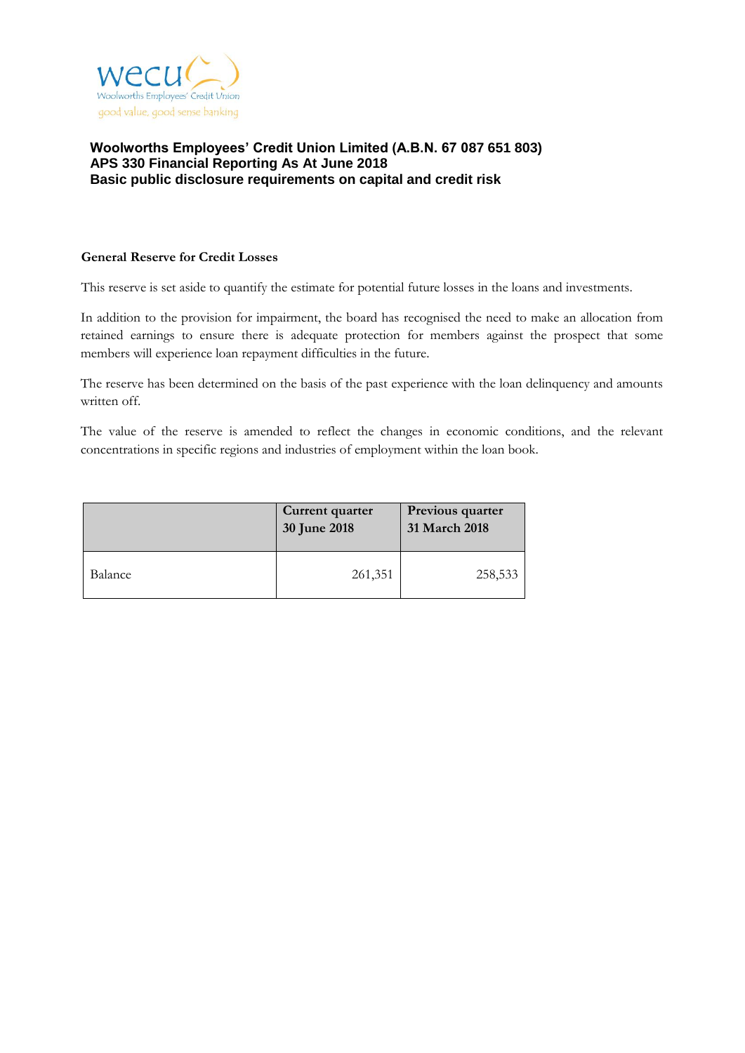**Woolworths Employees' Credit Union Limited (A.B.N. 67 087 651 803)**
**APS 330 Financial Reporting As At June 2018**
**Basic public disclosure requirements on capital and credit risk**

### General Reserve for Credit Losses

This reserve is set aside to quantify the estimate for potential future losses in the loans and investments.

In addition to the provision for impairment, the board has recognised the need to make an allocation from retained earnings to ensure there is adequate protection for members against the prospect that some members will experience loan repayment difficulties in the future.

The reserve has been determined on the basis of the past experience with the loan delinquency and amounts written off.

The value of the reserve is amended to reflect the changes in economic conditions, and the relevant concentrations in specific regions and industries of employment within the loan book.

| | Current quarter 30 June 2018 | Previous quarter 31 March 2018 |
|---|---|---|
| Balance | 261,351 | 258,533 |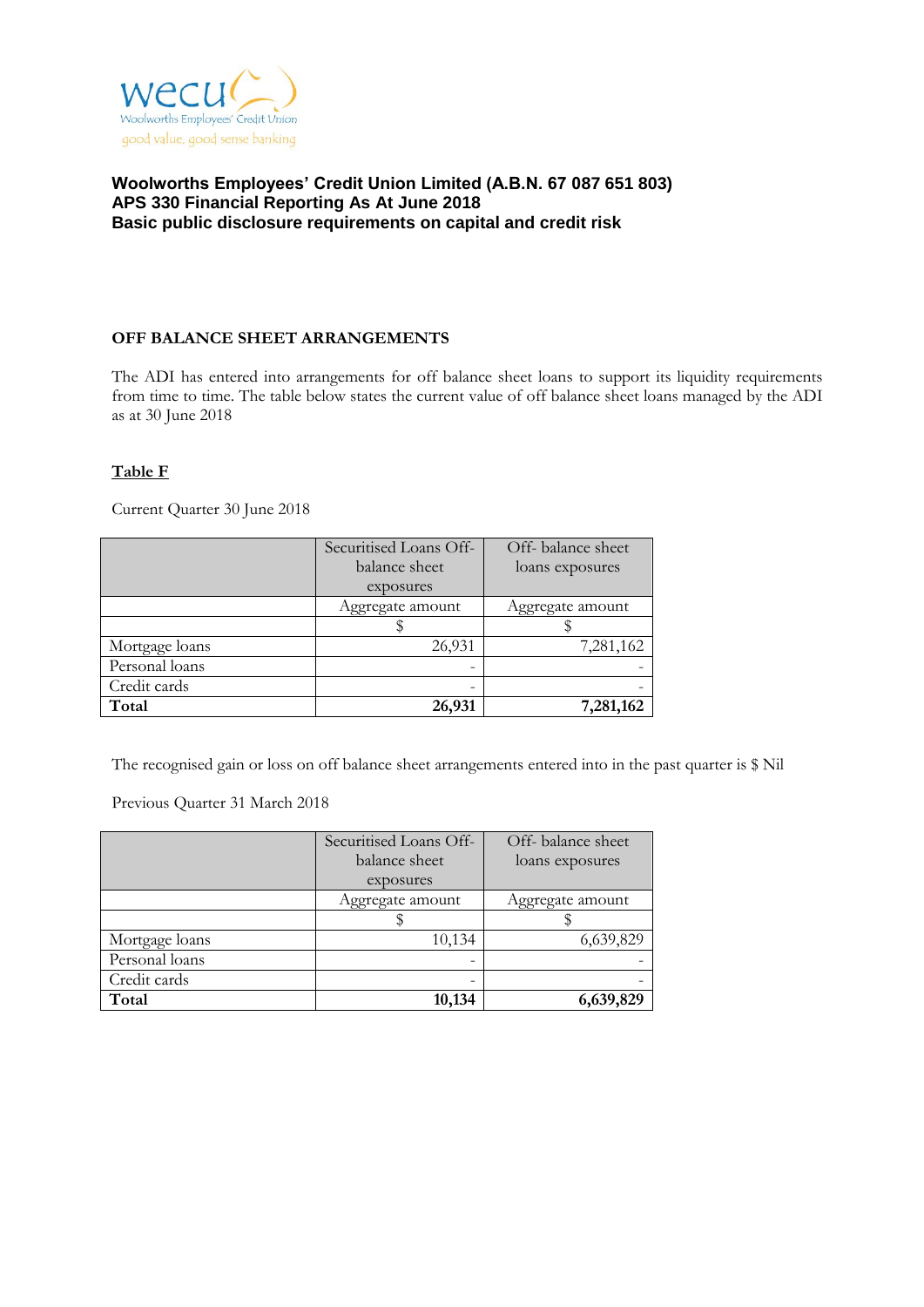wecu
Woolworths Employees' Credit Union
good value, good sense banking

**Woolworths Employees' Credit Union Limited (A.B.N. 67 087 651 803)**
**APS 330 Financial Reporting As At June 2018**
**Basic public disclosure requirements on capital and credit risk**

## OFF BALANCE SHEET ARRANGEMENTS

The ADI has entered into arrangements for off balance sheet loans to support its liquidity requirements from time to time. The table below states the current value of off balance sheet loans managed by the ADI as at 30 June 2018

### Table F

Current Quarter 30 June 2018

| | Securitised Loans Off-balance sheet exposures | Off- balance sheet loans exposures |
|---|---|---|
| | Aggregate amount | Aggregate amount |
| | $ | $ |
| Mortgage loans | 26,931 | 7,281,162 |
| Personal loans | - | - |
| Credit cards | - | - |
| **Total** | **26,931** | **7,281,162** |

The recognised gain or loss on off balance sheet arrangements entered into in the past quarter is $ Nil

Previous Quarter 31 March 2018

| | Securitised Loans Off-balance sheet exposures | Off- balance sheet loans exposures |
|---|---|---|
| | Aggregate amount | Aggregate amount |
| | $ | $ |
| Mortgage loans | 10,134 | 6,639,829 |
| Personal loans | - | - |
| Credit cards | - | - |
| **Total** | **10,134** | **6,639,829** |